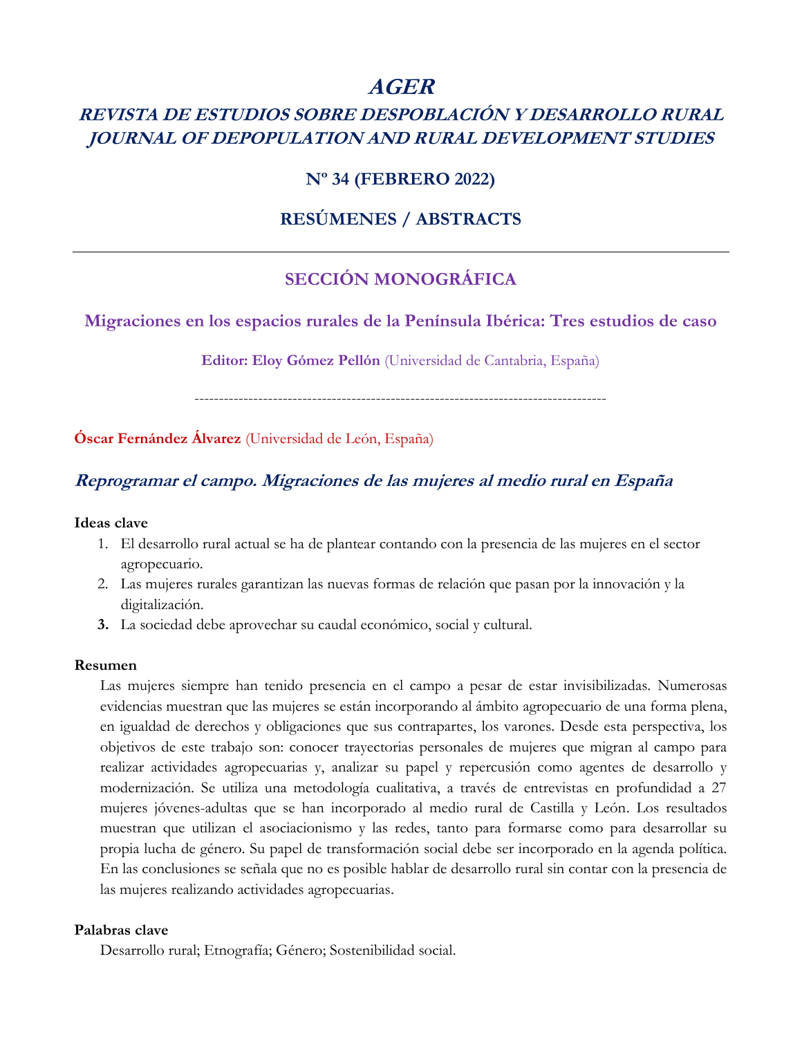# *AGER*

## *REVISTA DE ESTUDIOS SOBRE DESPOBLACIÓN Y DESARROLLO RURAL JOURNAL OF DEPOPULATION AND RURAL DEVELOPMENT STUDIES*

### Nº 34 (FEBRERO 2022)

### RESÚMENES / ABSTRACTS

---

### SECCIÓN MONOGRÁFICA

#### Migraciones en los espacios rurales de la Península Ibérica: Tres estudios de caso

**Editor: Eloy Gómez Pellón** (Universidad de Cantabria, España)

----------------------------------------------------------------------------------

**Óscar Fernández Álvarez** (Universidad de León, España)

## *Reprogramar el campo. Migraciones de las mujeres al medio rural en España*

**Ideas clave**

1. El desarrollo rural actual se ha de plantear contando con la presencia de las mujeres en el sector agropecuario.
2. Las mujeres rurales garantizan las nuevas formas de relación que pasan por la innovación y la digitalización.
3. La sociedad debe aprovechar su caudal económico, social y cultural.

**Resumen**

Las mujeres siempre han tenido presencia en el campo a pesar de estar invisibilizadas. Numerosas evidencias muestran que las mujeres se están incorporando al ámbito agropecuario de una forma plena, en igualdad de derechos y obligaciones que sus contrapartes, los varones. Desde esta perspectiva, los objetivos de este trabajo son: conocer trayectorias personales de mujeres que migran al campo para realizar actividades agropecuarias y, analizar su papel y repercusión como agentes de desarrollo y modernización. Se utiliza una metodología cualitativa, a través de entrevistas en profundidad a 27 mujeres jóvenes-adultas que se han incorporado al medio rural de Castilla y León. Los resultados muestran que utilizan el asociacionismo y las redes, tanto para formarse como para desarrollar su propia lucha de género. Su papel de transformación social debe ser incorporado en la agenda política. En las conclusiones se señala que no es posible hablar de desarrollo rural sin contar con la presencia de las mujeres realizando actividades agropecuarias.

**Palabras clave**

Desarrollo rural; Etnografía; Género; Sostenibilidad social.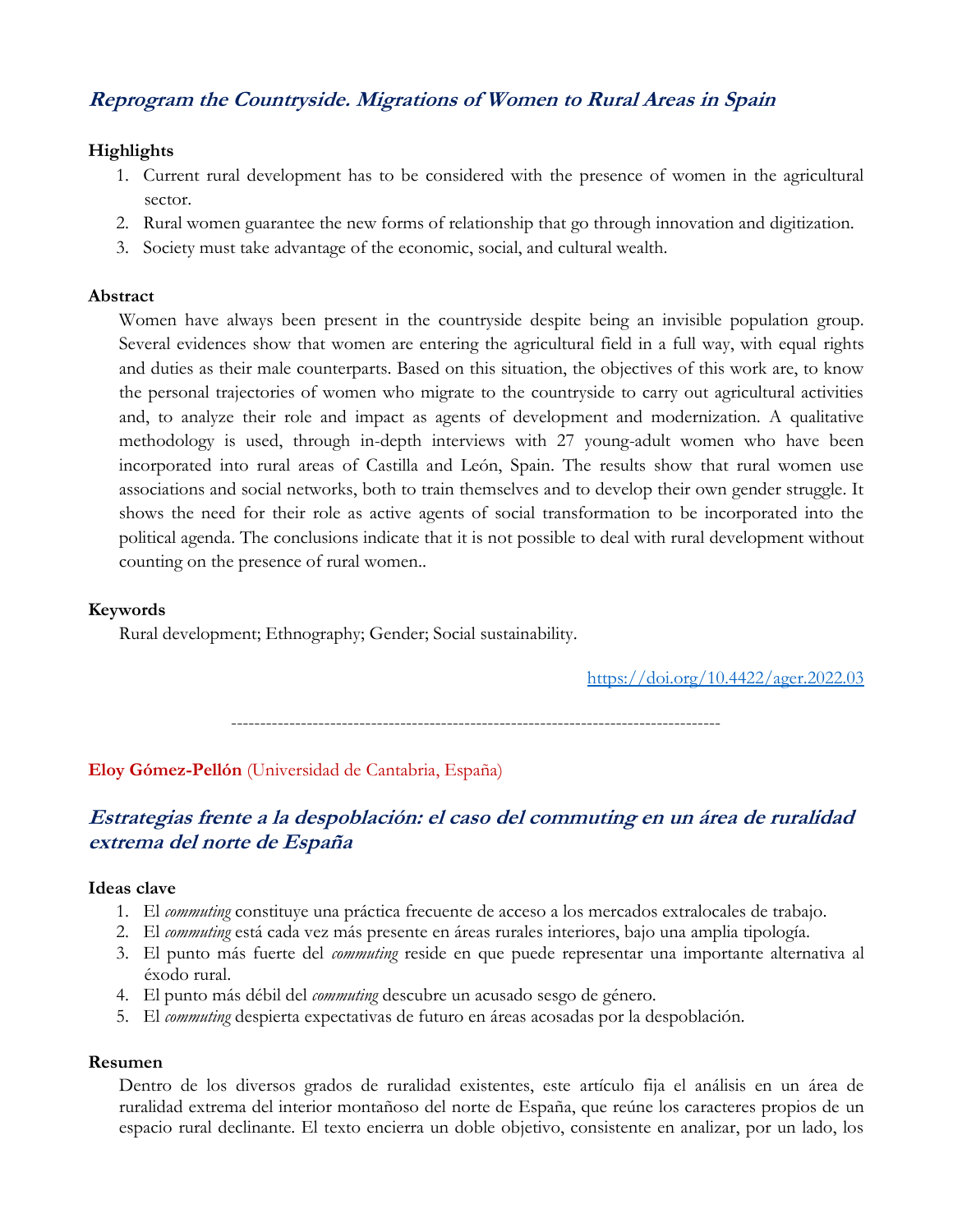## *Reprogram the Countryside. Migrations of Women to Rural Areas in Spain*

**Highlights**

1. Current rural development has to be considered with the presence of women in the agricultural sector.
2. Rural women guarantee the new forms of relationship that go through innovation and digitization.
3. Society must take advantage of the economic, social, and cultural wealth.

**Abstract**

Women have always been present in the countryside despite being an invisible population group. Several evidences show that women are entering the agricultural field in a full way, with equal rights and duties as their male counterparts. Based on this situation, the objectives of this work are, to know the personal trajectories of women who migrate to the countryside to carry out agricultural activities and, to analyze their role and impact as agents of development and modernization. A qualitative methodology is used, through in-depth interviews with 27 young-adult women who have been incorporated into rural areas of Castilla and León, Spain. The results show that rural women use associations and social networks, both to train themselves and to develop their own gender struggle. It shows the need for their role as active agents of social transformation to be incorporated into the political agenda. The conclusions indicate that it is not possible to deal with rural development without counting on the presence of rural women..

**Keywords**

Rural development; Ethnography; Gender; Social sustainability.

https://doi.org/10.4422/ager.2022.03

---

**Eloy Gómez-Pellón** (Universidad de Cantabria, España)

## *Estrategias frente a la despoblación: el caso del commuting en un área de ruralidad extrema del norte de España*

**Ideas clave**

1. El *commuting* constituye una práctica frecuente de acceso a los mercados extralocales de trabajo.
2. El *commuting* está cada vez más presente en áreas rurales interiores, bajo una amplia tipología.
3. El punto más fuerte del *commuting* reside en que puede representar una importante alternativa al éxodo rural.
4. El punto más débil del *commuting* descubre un acusado sesgo de género.
5. El *commuting* despierta expectativas de futuro en áreas acosadas por la despoblación.

**Resumen**

Dentro de los diversos grados de ruralidad existentes, este artículo fija el análisis en un área de ruralidad extrema del interior montañoso del norte de España, que reúne los caracteres propios de un espacio rural declinante. El texto encierra un doble objetivo, consistente en analizar, por un lado, los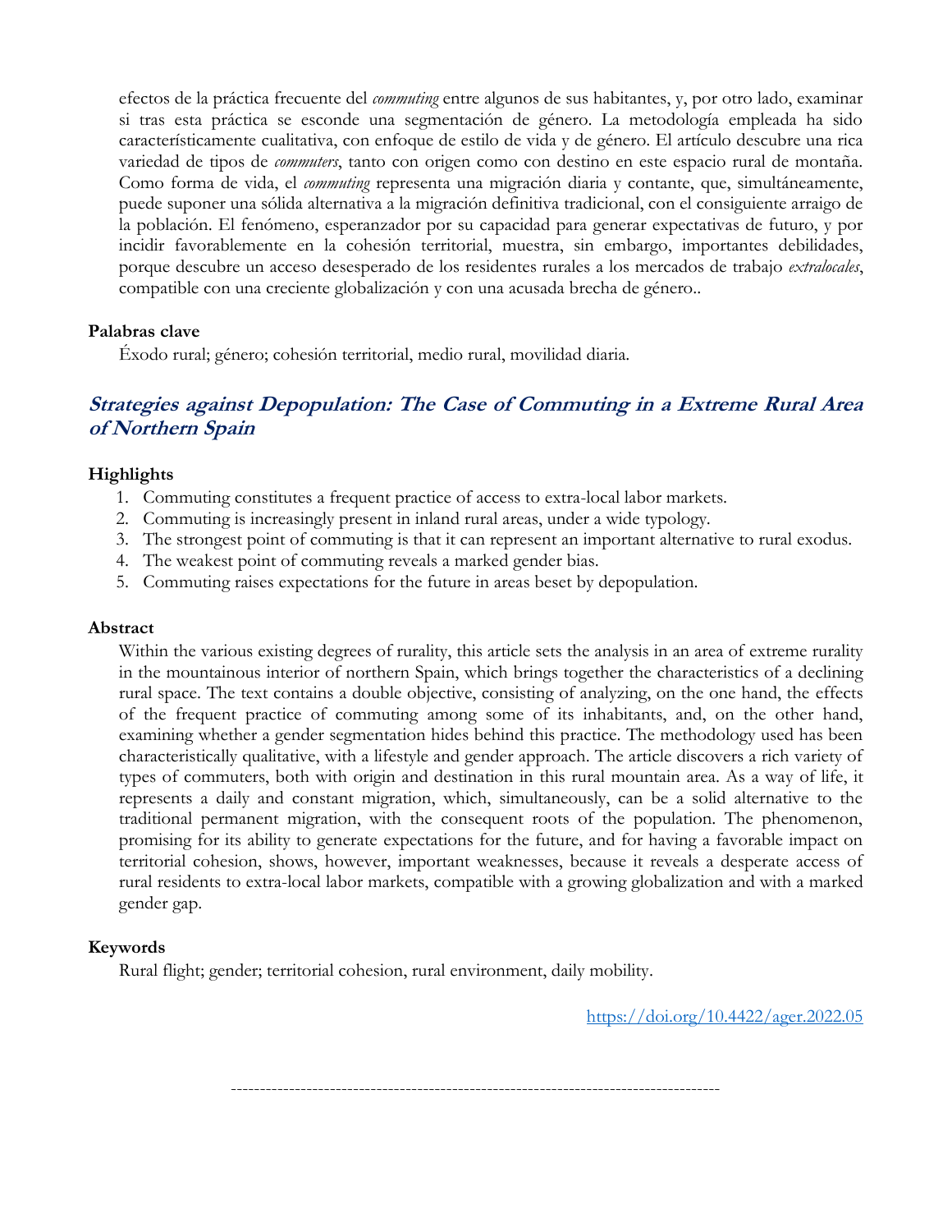efectos de la práctica frecuente del *commuting* entre algunos de sus habitantes, y, por otro lado, examinar si tras esta práctica se esconde una segmentación de género. La metodología empleada ha sido característicamente cualitativa, con enfoque de estilo de vida y de género. El artículo descubre una rica variedad de tipos de *commuters*, tanto con origen como con destino en este espacio rural de montaña. Como forma de vida, el *commuting* representa una migración diaria y contante, que, simultáneamente, puede suponer una sólida alternativa a la migración definitiva tradicional, con el consiguiente arraigo de la población. El fenómeno, esperanzador por su capacidad para generar expectativas de futuro, y por incidir favorablemente en la cohesión territorial, muestra, sin embargo, importantes debilidades, porque descubre un acceso desesperado de los residentes rurales a los mercados de trabajo *extralocales*, compatible con una creciente globalización y con una acusada brecha de género..

### Palabras clave

Éxodo rural; género; cohesión territorial, medio rural, movilidad diaria.

## *Strategies against Depopulation: The Case of Commuting in a Extreme Rural Area of Northern Spain*

### Highlights

1. Commuting constitutes a frequent practice of access to extra-local labor markets.
2. Commuting is increasingly present in inland rural areas, under a wide typology.
3. The strongest point of commuting is that it can represent an important alternative to rural exodus.
4. The weakest point of commuting reveals a marked gender bias.
5. Commuting raises expectations for the future in areas beset by depopulation.

### Abstract

Within the various existing degrees of rurality, this article sets the analysis in an area of extreme rurality in the mountainous interior of northern Spain, which brings together the characteristics of a declining rural space. The text contains a double objective, consisting of analyzing, on the one hand, the effects of the frequent practice of commuting among some of its inhabitants, and, on the other hand, examining whether a gender segmentation hides behind this practice. The methodology used has been characteristically qualitative, with a lifestyle and gender approach. The article discovers a rich variety of types of commuters, both with origin and destination in this rural mountain area. As a way of life, it represents a daily and constant migration, which, simultaneously, can be a solid alternative to the traditional permanent migration, with the consequent roots of the population. The phenomenon, promising for its ability to generate expectations for the future, and for having a favorable impact on territorial cohesion, shows, however, important weaknesses, because it reveals a desperate access of rural residents to extra-local labor markets, compatible with a growing globalization and with a marked gender gap.

### Keywords

Rural flight; gender; territorial cohesion, rural environment, daily mobility.

https://doi.org/10.4422/ager.2022.05

---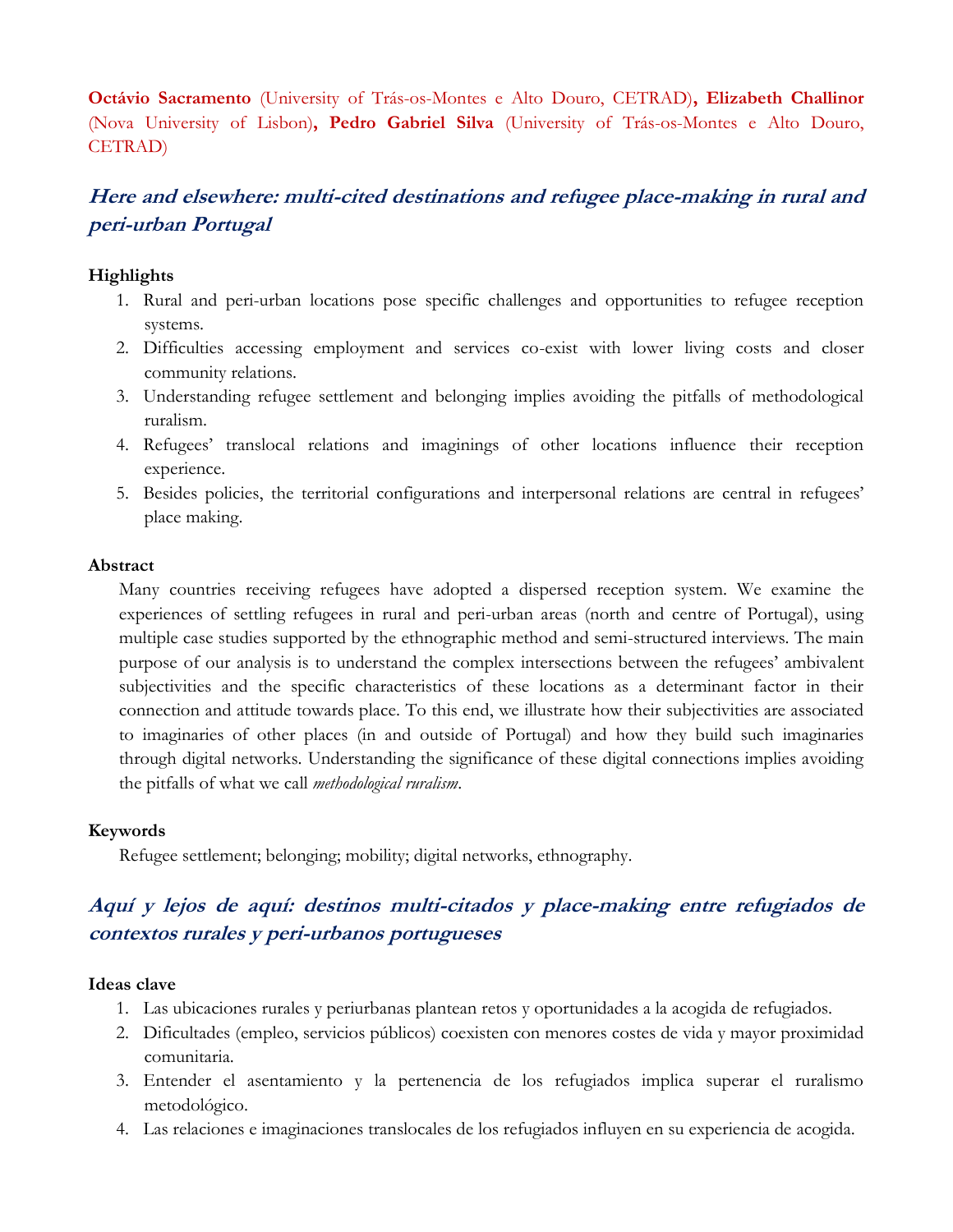**Octávio Sacramento** (University of Trás-os-Montes e Alto Douro, CETRAD)**, Elizabeth Challinor** (Nova University of Lisbon)**, Pedro Gabriel Silva** (University of Trás-os-Montes e Alto Douro, CETRAD)

## *Here and elsewhere: multi-cited destinations and refugee place-making in rural and peri-urban Portugal*

### Highlights

1. Rural and peri-urban locations pose specific challenges and opportunities to refugee reception systems.
2. Difficulties accessing employment and services co-exist with lower living costs and closer community relations.
3. Understanding refugee settlement and belonging implies avoiding the pitfalls of methodological ruralism.
4. Refugees' translocal relations and imaginings of other locations influence their reception experience.
5. Besides policies, the territorial configurations and interpersonal relations are central in refugees' place making.

### Abstract

Many countries receiving refugees have adopted a dispersed reception system. We examine the experiences of settling refugees in rural and peri-urban areas (north and centre of Portugal), using multiple case studies supported by the ethnographic method and semi-structured interviews. The main purpose of our analysis is to understand the complex intersections between the refugees' ambivalent subjectivities and the specific characteristics of these locations as a determinant factor in their connection and attitude towards place. To this end, we illustrate how their subjectivities are associated to imaginaries of other places (in and outside of Portugal) and how they build such imaginaries through digital networks. Understanding the significance of these digital connections implies avoiding the pitfalls of what we call *methodological ruralism*.

### Keywords

Refugee settlement; belonging; mobility; digital networks, ethnography.

## *Aquí y lejos de aquí: destinos multi-citados y place-making entre refugiados de contextos rurales y peri-urbanos portugueses*

### Ideas clave

1. Las ubicaciones rurales y periurbanas plantean retos y oportunidades a la acogida de refugiados.
2. Dificultades (empleo, servicios públicos) coexisten con menores costes de vida y mayor proximidad comunitaria.
3. Entender el asentamiento y la pertenencia de los refugiados implica superar el ruralismo metodológico.
4. Las relaciones e imaginaciones translocales de los refugiados influyen en su experiencia de acogida.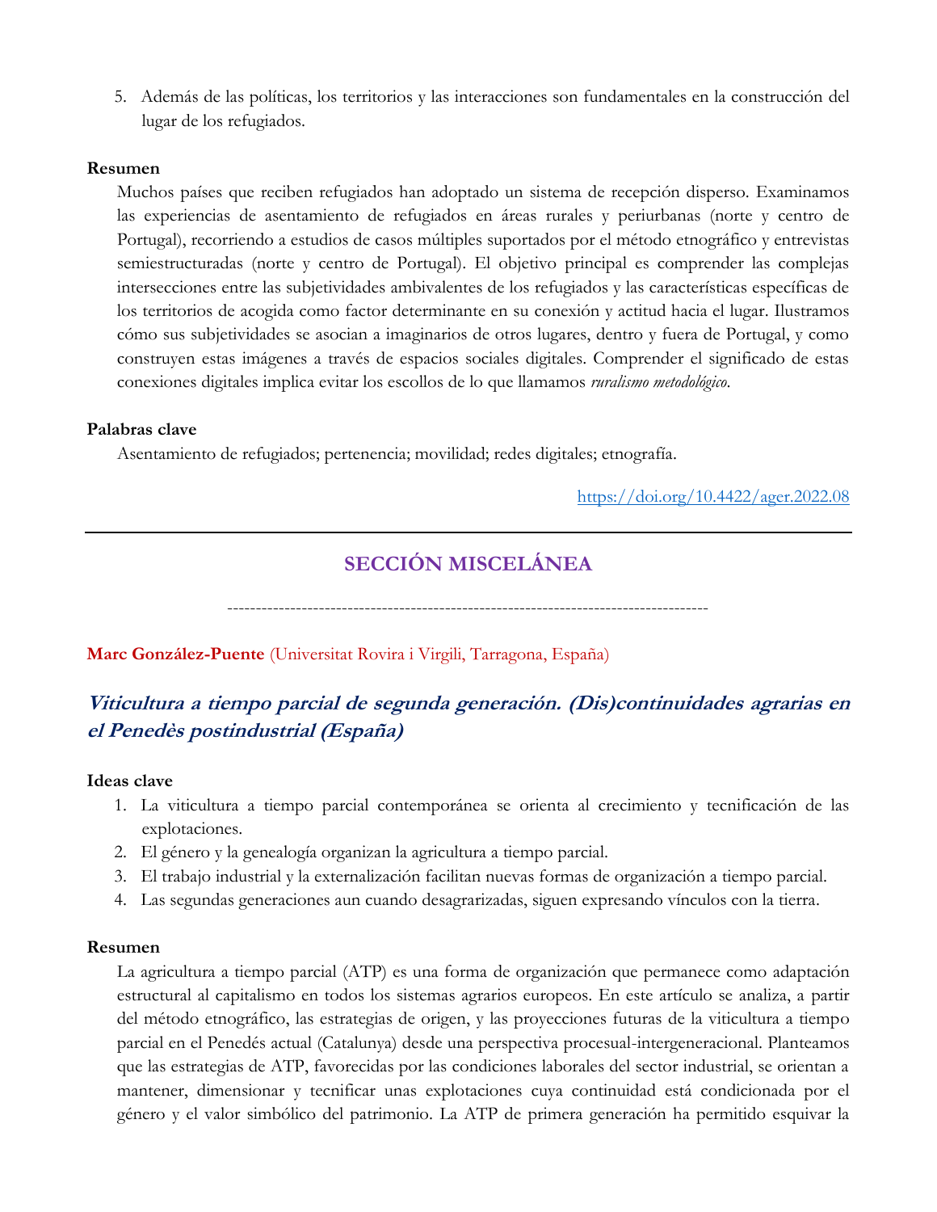5. Además de las políticas, los territorios y las interacciones son fundamentales en la construcción del lugar de los refugiados.

**Resumen**

Muchos países que reciben refugiados han adoptado un sistema de recepción disperso. Examinamos las experiencias de asentamiento de refugiados en áreas rurales y periurbanas (norte y centro de Portugal), recorriendo a estudios de casos múltiples suportados por el método etnográfico y entrevistas semiestructuradas (norte y centro de Portugal). El objetivo principal es comprender las complejas intersecciones entre las subjetividades ambivalentes de los refugiados y las características específicas de los territorios de acogida como factor determinante en su conexión y actitud hacia el lugar. Ilustramos cómo sus subjetividades se asocian a imaginarios de otros lugares, dentro y fuera de Portugal, y como construyen estas imágenes a través de espacios sociales digitales. Comprender el significado de estas conexiones digitales implica evitar los escollos de lo que llamamos *ruralismo metodológico*.

**Palabras clave**

Asentamiento de refugiados; pertenencia; movilidad; redes digitales; etnografía.

https://doi.org/10.4422/ager.2022.08

---

## SECCIÓN MISCELÁNEA

----------------------------------------------------------------------------------

**Marc González-Puente** (Universitat Rovira i Virgili, Tarragona, España)

### *Viticultura a tiempo parcial de segunda generación. (Dis)continuidades agrarias en el Penedès postindustrial (España)*

**Ideas clave**

1. La viticultura a tiempo parcial contemporánea se orienta al crecimiento y tecnificación de las explotaciones.
2. El género y la genealogía organizan la agricultura a tiempo parcial.
3. El trabajo industrial y la externalización facilitan nuevas formas de organización a tiempo parcial.
4. Las segundas generaciones aun cuando desagrarizadas, siguen expresando vínculos con la tierra.

**Resumen**

La agricultura a tiempo parcial (ATP) es una forma de organización que permanece como adaptación estructural al capitalismo en todos los sistemas agrarios europeos. En este artículo se analiza, a partir del método etnográfico, las estrategias de origen, y las proyecciones futuras de la viticultura a tiempo parcial en el Penedés actual (Catalunya) desde una perspectiva procesual-intergeneracional. Planteamos que las estrategias de ATP, favorecidas por las condiciones laborales del sector industrial, se orientan a mantener, dimensionar y tecnificar unas explotaciones cuya continuidad está condicionada por el género y el valor simbólico del patrimonio. La ATP de primera generación ha permitido esquivar la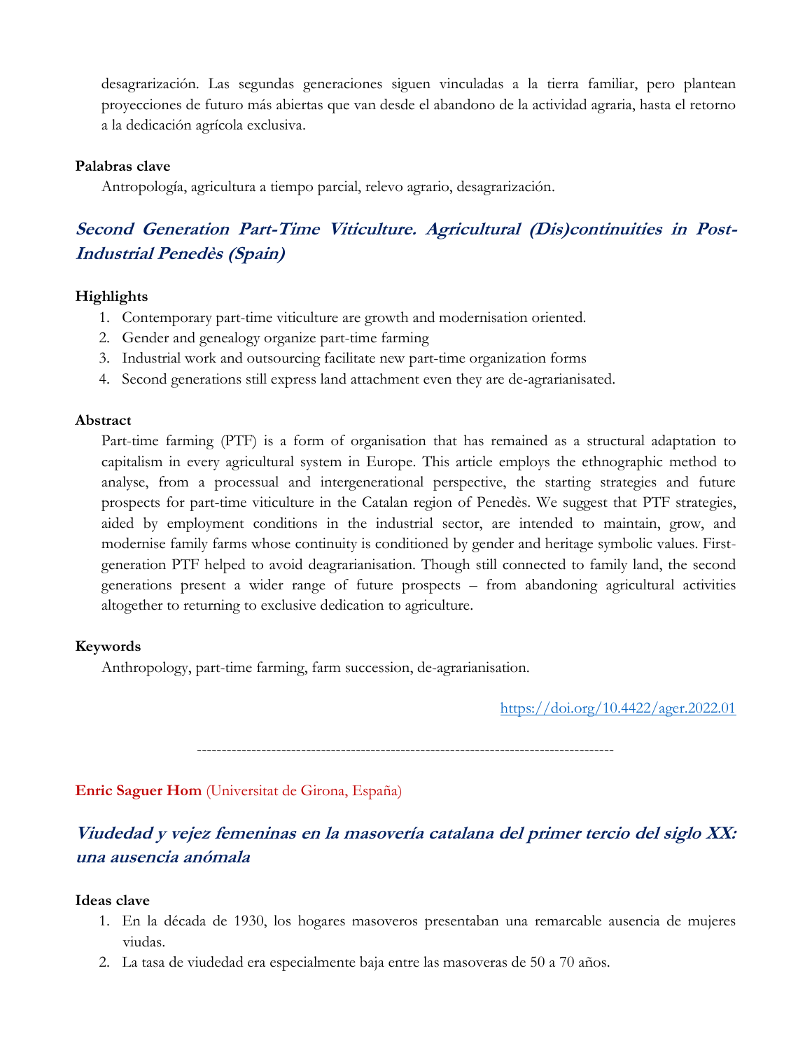desagrarización. Las segundas generaciones siguen vinculadas a la tierra familiar, pero plantean proyecciones de futuro más abiertas que van desde el abandono de la actividad agraria, hasta el retorno a la dedicación agrícola exclusiva.

**Palabras clave**

Antropología, agricultura a tiempo parcial, relevo agrario, desagrarización.

## *Second Generation Part-Time Viticulture. Agricultural (Dis)continuities in Post-Industrial Penedès (Spain)*

**Highlights**

1. Contemporary part-time viticulture are growth and modernisation oriented.
2. Gender and genealogy organize part-time farming
3. Industrial work and outsourcing facilitate new part-time organization forms
4. Second generations still express land attachment even they are de-agrarianisated.

**Abstract**

Part-time farming (PTF) is a form of organisation that has remained as a structural adaptation to capitalism in every agricultural system in Europe. This article employs the ethnographic method to analyse, from a processual and intergenerational perspective, the starting strategies and future prospects for part-time viticulture in the Catalan region of Penedès. We suggest that PTF strategies, aided by employment conditions in the industrial sector, are intended to maintain, grow, and modernise family farms whose continuity is conditioned by gender and heritage symbolic values. First-generation PTF helped to avoid deagrarianisation. Though still connected to family land, the second generations present a wider range of future prospects – from abandoning agricultural activities altogether to returning to exclusive dedication to agriculture.

**Keywords**

Anthropology, part-time farming, farm succession, de-agrarianisation.

https://doi.org/10.4422/ager.2022.01

---

**Enric Saguer Hom** (Universitat de Girona, España)

## *Viudedad y vejez femeninas en la masovería catalana del primer tercio del siglo XX: una ausencia anómala*

**Ideas clave**

1. En la década de 1930, los hogares masoveros presentaban una remarcable ausencia de mujeres viudas.
2. La tasa de viudedad era especialmente baja entre las masoveras de 50 a 70 años.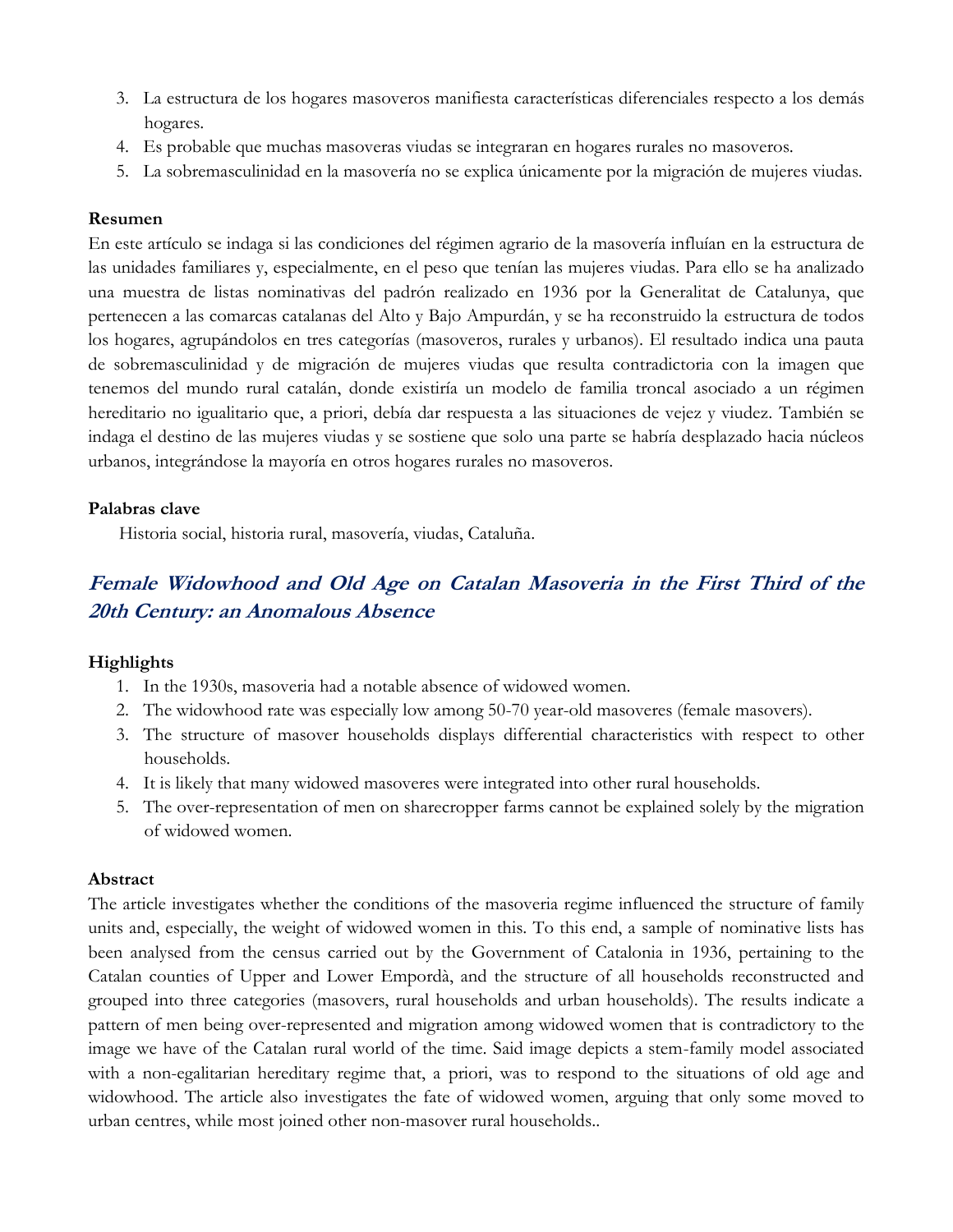3. La estructura de los hogares masoveros manifiesta características diferenciales respecto a los demás hogares.
4. Es probable que muchas masoveras viudas se integraran en hogares rurales no masoveros.
5. La sobremasculinidad en la masovería no se explica únicamente por la migración de mujeres viudas.

**Resumen**

En este artículo se indaga si las condiciones del régimen agrario de la masovería influían en la estructura de las unidades familiares y, especialmente, en el peso que tenían las mujeres viudas. Para ello se ha analizado una muestra de listas nominativas del padrón realizado en 1936 por la Generalitat de Catalunya, que pertenecen a las comarcas catalanas del Alto y Bajo Ampurdán, y se ha reconstruido la estructura de todos los hogares, agrupándolos en tres categorías (masoveros, rurales y urbanos). El resultado indica una pauta de sobremasculinidad y de migración de mujeres viudas que resulta contradictoria con la imagen que tenemos del mundo rural catalán, donde existiría un modelo de familia troncal asociado a un régimen hereditario no igualitario que, a priori, debía dar respuesta a las situaciones de vejez y viudez. También se indaga el destino de las mujeres viudas y se sostiene que solo una parte se habría desplazado hacia núcleos urbanos, integrándose la mayoría en otros hogares rurales no masoveros.

**Palabras clave**

Historia social, historia rural, masovería, viudas, Cataluña.

## *Female Widowhood and Old Age on Catalan Masoveria in the First Third of the 20th Century: an Anomalous Absence*

**Highlights**

1. In the 1930s, masoveria had a notable absence of widowed women.
2. The widowhood rate was especially low among 50-70 year-old masoveres (female masovers).
3. The structure of masover households displays differential characteristics with respect to other households.
4. It is likely that many widowed masoveres were integrated into other rural households.
5. The over-representation of men on sharecropper farms cannot be explained solely by the migration of widowed women.

**Abstract**

The article investigates whether the conditions of the masoveria regime influenced the structure of family units and, especially, the weight of widowed women in this. To this end, a sample of nominative lists has been analysed from the census carried out by the Government of Catalonia in 1936, pertaining to the Catalan counties of Upper and Lower Empordà, and the structure of all households reconstructed and grouped into three categories (masovers, rural households and urban households). The results indicate a pattern of men being over-represented and migration among widowed women that is contradictory to the image we have of the Catalan rural world of the time. Said image depicts a stem-family model associated with a non-egalitarian hereditary regime that, a priori, was to respond to the situations of old age and widowhood. The article also investigates the fate of widowed women, arguing that only some moved to urban centres, while most joined other non-masover rural households..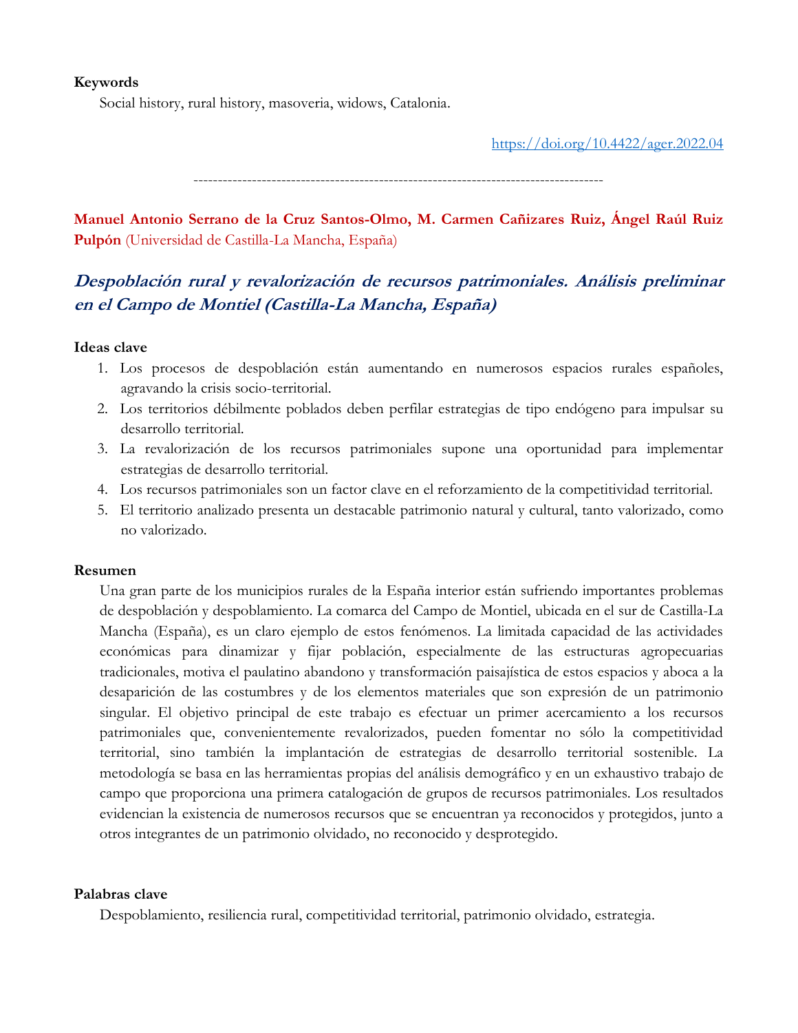**Keywords**

Social history, rural history, masoveria, widows, Catalonia.

https://doi.org/10.4422/ager.2022.04

---

**Manuel Antonio Serrano de la Cruz Santos-Olmo, M. Carmen Cañizares Ruiz, Ángel Raúl Ruiz Pulpón** (Universidad de Castilla-La Mancha, España)

## *Despoblación rural y revalorización de recursos patrimoniales. Análisis preliminar en el Campo de Montiel (Castilla-La Mancha, España)*

**Ideas clave**

1. Los procesos de despoblación están aumentando en numerosos espacios rurales españoles, agravando la crisis socio-territorial.
2. Los territorios débilmente poblados deben perfilar estrategias de tipo endógeno para impulsar su desarrollo territorial.
3. La revalorización de los recursos patrimoniales supone una oportunidad para implementar estrategias de desarrollo territorial.
4. Los recursos patrimoniales son un factor clave en el reforzamiento de la competitividad territorial.
5. El territorio analizado presenta un destacable patrimonio natural y cultural, tanto valorizado, como no valorizado.

**Resumen**

Una gran parte de los municipios rurales de la España interior están sufriendo importantes problemas de despoblación y despoblamiento. La comarca del Campo de Montiel, ubicada en el sur de Castilla-La Mancha (España), es un claro ejemplo de estos fenómenos. La limitada capacidad de las actividades económicas para dinamizar y fijar población, especialmente de las estructuras agropecuarias tradicionales, motiva el paulatino abandono y transformación paisajística de estos espacios y aboca a la desaparición de las costumbres y de los elementos materiales que son expresión de un patrimonio singular. El objetivo principal de este trabajo es efectuar un primer acercamiento a los recursos patrimoniales que, convenientemente revalorizados, pueden fomentar no sólo la competitividad territorial, sino también la implantación de estrategias de desarrollo territorial sostenible. La metodología se basa en las herramientas propias del análisis demográfico y en un exhaustivo trabajo de campo que proporciona una primera catalogación de grupos de recursos patrimoniales. Los resultados evidencian la existencia de numerosos recursos que se encuentran ya reconocidos y protegidos, junto a otros integrantes de un patrimonio olvidado, no reconocido y desprotegido.

**Palabras clave**

Despoblamiento, resiliencia rural, competitividad territorial, patrimonio olvidado, estrategia.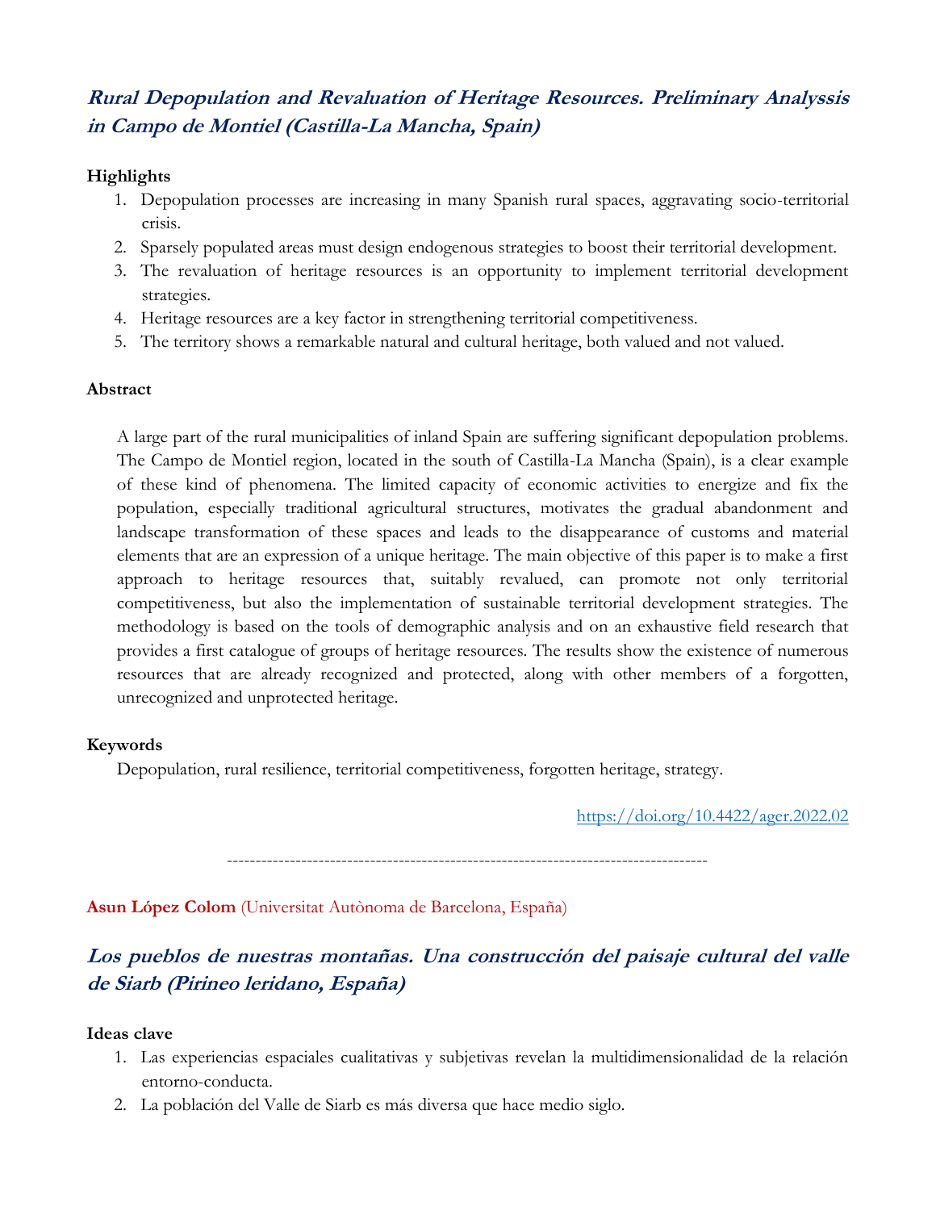## *Rural Depopulation and Revaluation of Heritage Resources. Preliminary Analyssis in Campo de Montiel (Castilla-La Mancha, Spain)*

**Highlights**

1. Depopulation processes are increasing in many Spanish rural spaces, aggravating socio-territorial crisis.
2. Sparsely populated areas must design endogenous strategies to boost their territorial development.
3. The revaluation of heritage resources is an opportunity to implement territorial development strategies.
4. Heritage resources are a key factor in strengthening territorial competitiveness.
5. The territory shows a remarkable natural and cultural heritage, both valued and not valued.

**Abstract**

A large part of the rural municipalities of inland Spain are suffering significant depopulation problems. The Campo de Montiel region, located in the south of Castilla-La Mancha (Spain), is a clear example of these kind of phenomena. The limited capacity of economic activities to energize and fix the population, especially traditional agricultural structures, motivates the gradual abandonment and landscape transformation of these spaces and leads to the disappearance of customs and material elements that are an expression of a unique heritage. The main objective of this paper is to make a first approach to heritage resources that, suitably revalued, can promote not only territorial competitiveness, but also the implementation of sustainable territorial development strategies. The methodology is based on the tools of demographic analysis and on an exhaustive field research that provides a first catalogue of groups of heritage resources. The results show the existence of numerous resources that are already recognized and protected, along with other members of a forgotten, unrecognized and unprotected heritage.

**Keywords**

Depopulation, rural resilience, territorial competitiveness, forgotten heritage, strategy.

https://doi.org/10.4422/ager.2022.02

---

**Asun López Colom** (Universitat Autònoma de Barcelona, España)

## *Los pueblos de nuestras montañas. Una construcción del paisaje cultural del valle de Siarb (Pirineo leridano, España)*

**Ideas clave**

1. Las experiencias espaciales cualitativas y subjetivas revelan la multidimensionalidad de la relación entorno-conducta.
2. La población del Valle de Siarb es más diversa que hace medio siglo.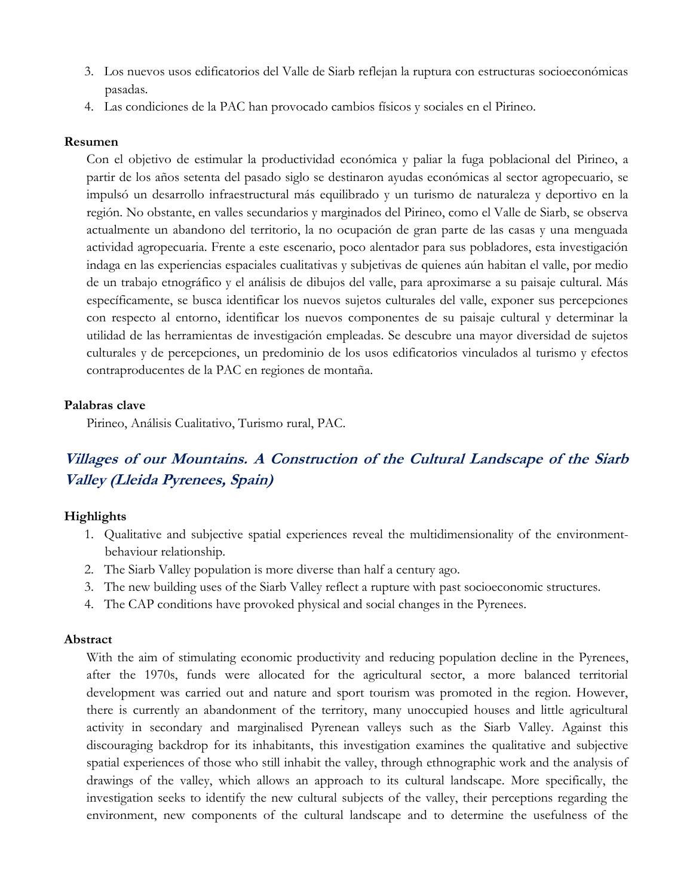3. Los nuevos usos edificatorios del Valle de Siarb reflejan la ruptura con estructuras socioeconómicas pasadas.
4. Las condiciones de la PAC han provocado cambios físicos y sociales en el Pirineo.

**Resumen**

Con el objetivo de estimular la productividad económica y paliar la fuga poblacional del Pirineo, a partir de los años setenta del pasado siglo se destinaron ayudas económicas al sector agropecuario, se impulsó un desarrollo infraestructural más equilibrado y un turismo de naturaleza y deportivo en la región. No obstante, en valles secundarios y marginados del Pirineo, como el Valle de Siarb, se observa actualmente un abandono del territorio, la no ocupación de gran parte de las casas y una menguada actividad agropecuaria. Frente a este escenario, poco alentador para sus pobladores, esta investigación indaga en las experiencias espaciales cualitativas y subjetivas de quienes aún habitan el valle, por medio de un trabajo etnográfico y el análisis de dibujos del valle, para aproximarse a su paisaje cultural. Más específicamente, se busca identificar los nuevos sujetos culturales del valle, exponer sus percepciones con respecto al entorno, identificar los nuevos componentes de su paisaje cultural y determinar la utilidad de las herramientas de investigación empleadas. Se descubre una mayor diversidad de sujetos culturales y de percepciones, un predominio de los usos edificatorios vinculados al turismo y efectos contraproducentes de la PAC en regiones de montaña.

**Palabras clave**

Pirineo, Análisis Cualitativo, Turismo rural, PAC.

## *Villages of our Mountains. A Construction of the Cultural Landscape of the Siarb Valley (Lleida Pyrenees, Spain)*

**Highlights**

1. Qualitative and subjective spatial experiences reveal the multidimensionality of the environment-behaviour relationship.
2. The Siarb Valley population is more diverse than half a century ago.
3. The new building uses of the Siarb Valley reflect a rupture with past socioeconomic structures.
4. The CAP conditions have provoked physical and social changes in the Pyrenees.

**Abstract**

With the aim of stimulating economic productivity and reducing population decline in the Pyrenees, after the 1970s, funds were allocated for the agricultural sector, a more balanced territorial development was carried out and nature and sport tourism was promoted in the region. However, there is currently an abandonment of the territory, many unoccupied houses and little agricultural activity in secondary and marginalised Pyrenean valleys such as the Siarb Valley. Against this discouraging backdrop for its inhabitants, this investigation examines the qualitative and subjective spatial experiences of those who still inhabit the valley, through ethnographic work and the analysis of drawings of the valley, which allows an approach to its cultural landscape. More specifically, the investigation seeks to identify the new cultural subjects of the valley, their perceptions regarding the environment, new components of the cultural landscape and to determine the usefulness of the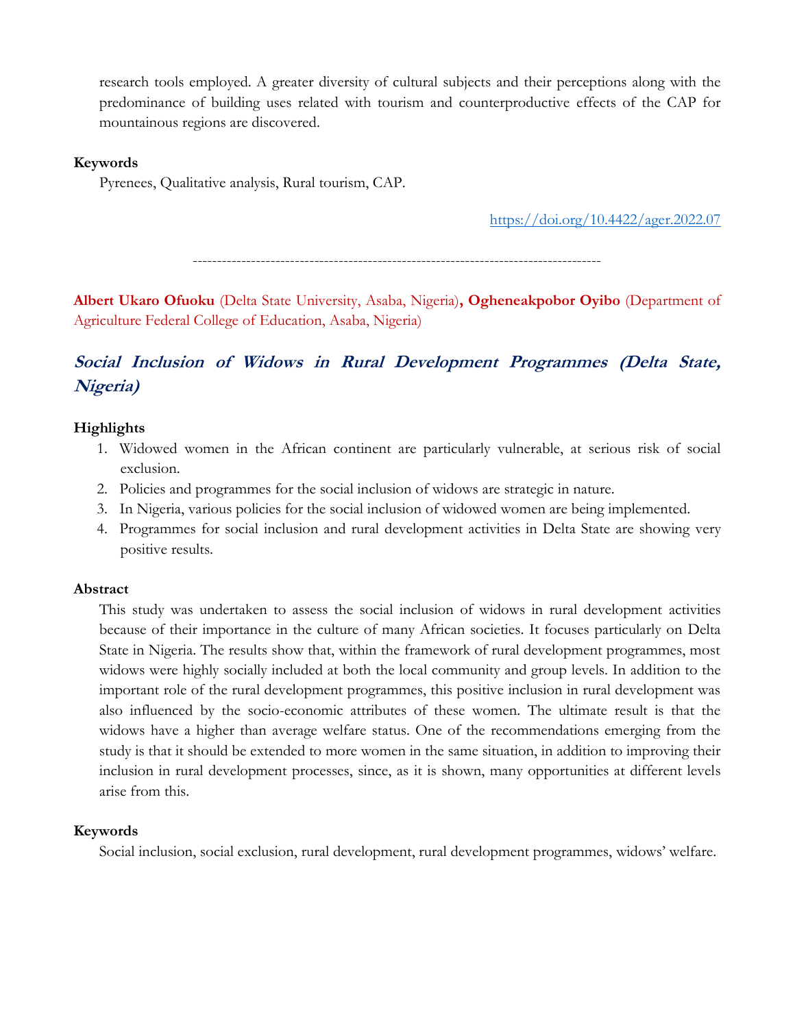research tools employed. A greater diversity of cultural subjects and their perceptions along with the predominance of building uses related with tourism and counterproductive effects of the CAP for mountainous regions are discovered.

**Keywords**

Pyrenees, Qualitative analysis, Rural tourism, CAP.

https://doi.org/10.4422/ager.2022.07

-----------------------------------------------------------------------------------

**Albert Ukaro Ofuoku** (Delta State University, Asaba, Nigeria)**, Ogheneakpobor Oyibo** (Department of Agriculture Federal College of Education, Asaba, Nigeria)

## *Social Inclusion of Widows in Rural Development Programmes (Delta State, Nigeria)*

**Highlights**

1. Widowed women in the African continent are particularly vulnerable, at serious risk of social exclusion.
2. Policies and programmes for the social inclusion of widows are strategic in nature.
3. In Nigeria, various policies for the social inclusion of widowed women are being implemented.
4. Programmes for social inclusion and rural development activities in Delta State are showing very positive results.

**Abstract**

This study was undertaken to assess the social inclusion of widows in rural development activities because of their importance in the culture of many African societies. It focuses particularly on Delta State in Nigeria. The results show that, within the framework of rural development programmes, most widows were highly socially included at both the local community and group levels. In addition to the important role of the rural development programmes, this positive inclusion in rural development was also influenced by the socio-economic attributes of these women. The ultimate result is that the widows have a higher than average welfare status. One of the recommendations emerging from the study is that it should be extended to more women in the same situation, in addition to improving their inclusion in rural development processes, since, as it is shown, many opportunities at different levels arise from this.

**Keywords**

Social inclusion, social exclusion, rural development, rural development programmes, widows' welfare.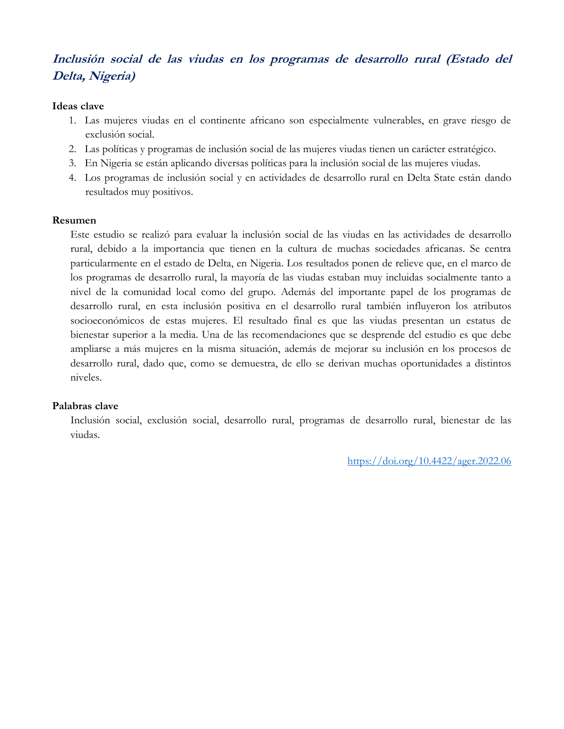# *Inclusión social de las viudas en los programas de desarrollo rural (Estado del Delta, Nigeria)*

**Ideas clave**

1. Las mujeres viudas en el continente africano son especialmente vulnerables, en grave riesgo de exclusión social.
2. Las políticas y programas de inclusión social de las mujeres viudas tienen un carácter estratégico.
3. En Nigeria se están aplicando diversas políticas para la inclusión social de las mujeres viudas.
4. Los programas de inclusión social y en actividades de desarrollo rural en Delta State están dando resultados muy positivos.

**Resumen**

Este estudio se realizó para evaluar la inclusión social de las viudas en las actividades de desarrollo rural, debido a la importancia que tienen en la cultura de muchas sociedades africanas. Se centra particularmente en el estado de Delta, en Nigeria. Los resultados ponen de relieve que, en el marco de los programas de desarrollo rural, la mayoría de las viudas estaban muy incluidas socialmente tanto a nivel de la comunidad local como del grupo. Además del importante papel de los programas de desarrollo rural, en esta inclusión positiva en el desarrollo rural también influyeron los atributos socioeconómicos de estas mujeres. El resultado final es que las viudas presentan un estatus de bienestar superior a la media. Una de las recomendaciones que se desprende del estudio es que debe ampliarse a más mujeres en la misma situación, además de mejorar su inclusión en los procesos de desarrollo rural, dado que, como se demuestra, de ello se derivan muchas oportunidades a distintos niveles.

**Palabras clave**

Inclusión social, exclusión social, desarrollo rural, programas de desarrollo rural, bienestar de las viudas.

https://doi.org/10.4422/ager.2022.06